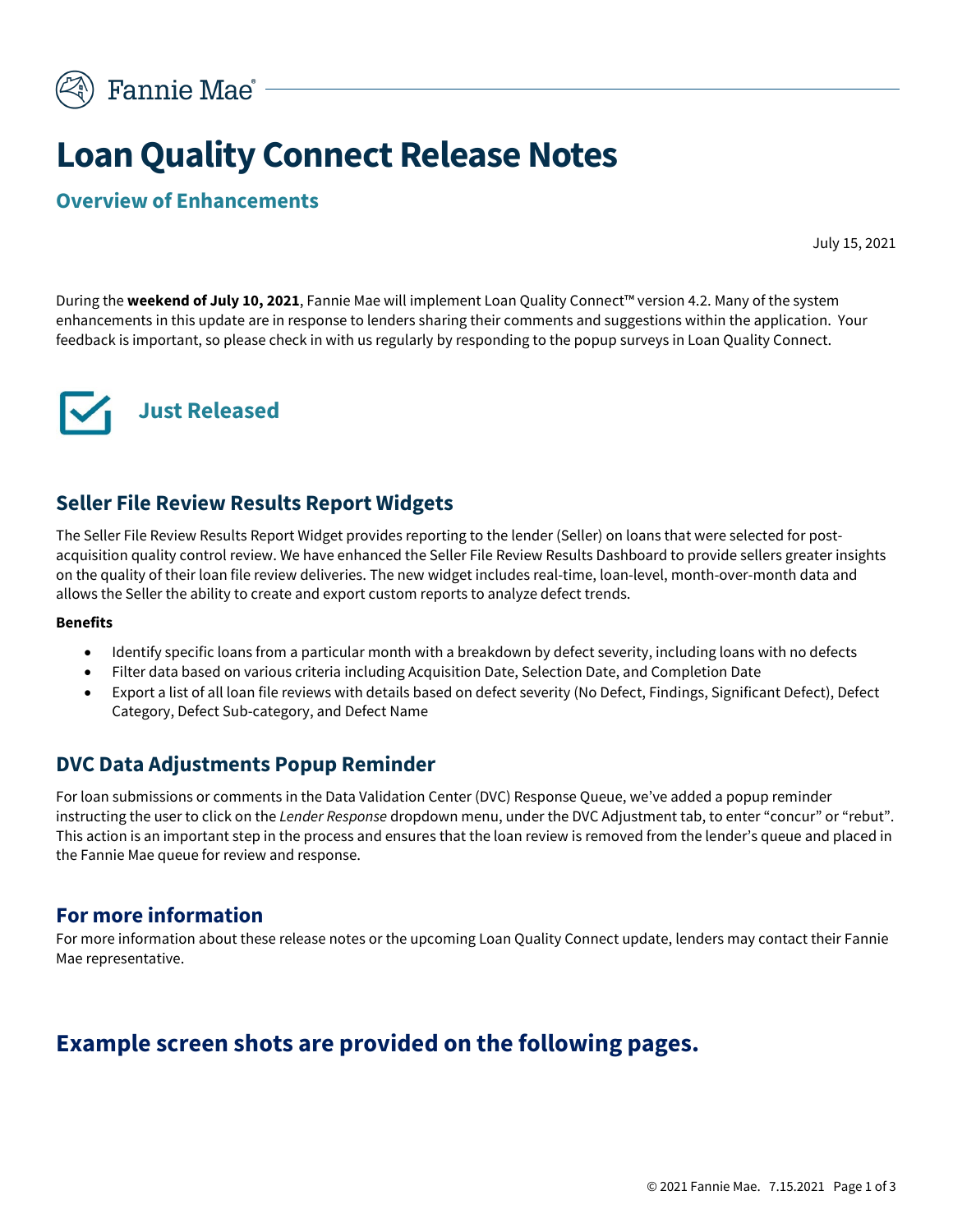# Loan Quality Connect Release Notes

## Overview of Enhancements

July 15, 2021

During the **weekend of July 10, 2021**, Fannie Mae will implement Loan Quality Connect™ version 4.2. Many of the system enhancements in this update are in response to lenders sharing their comments and suggestions within the application. Your feedback is important, so please check in with us regularly by responding to the popup surveys in Loan Quality Connect.

## Just Released

### Seller File Review Results Report Widgets

The Seller File Review Results Report Widget provides reporting to the lender (Seller) on loans that were selected for post-acquisition quality control review. We have enhanced the Seller File Review Results Dashboard to provide sellers greater insights on the quality of their loan file review deliveries. The new widget includes real-time, loan-level, month-over-month data and allows the Seller the ability to create and export custom reports to analyze defect trends.

**Benefits**

- Identify specific loans from a particular month with a breakdown by defect severity, including loans with no defects
- Filter data based on various criteria including Acquisition Date, Selection Date, and Completion Date
- Export a list of all loan file reviews with details based on defect severity (No Defect, Findings, Significant Defect), Defect Category, Defect Sub-category, and Defect Name

### DVC Data Adjustments Popup Reminder

For loan submissions or comments in the Data Validation Center (DVC) Response Queue, we've added a popup reminder instructing the user to click on the *Lender Response* dropdown menu, under the DVC Adjustment tab, to enter "concur" or "rebut". This action is an important step in the process and ensures that the loan review is removed from the lender's queue and placed in the Fannie Mae queue for review and response.

### For more information

For more information about these release notes or the upcoming Loan Quality Connect update, lenders may contact their Fannie Mae representative.

## Example screen shots are provided on the following pages.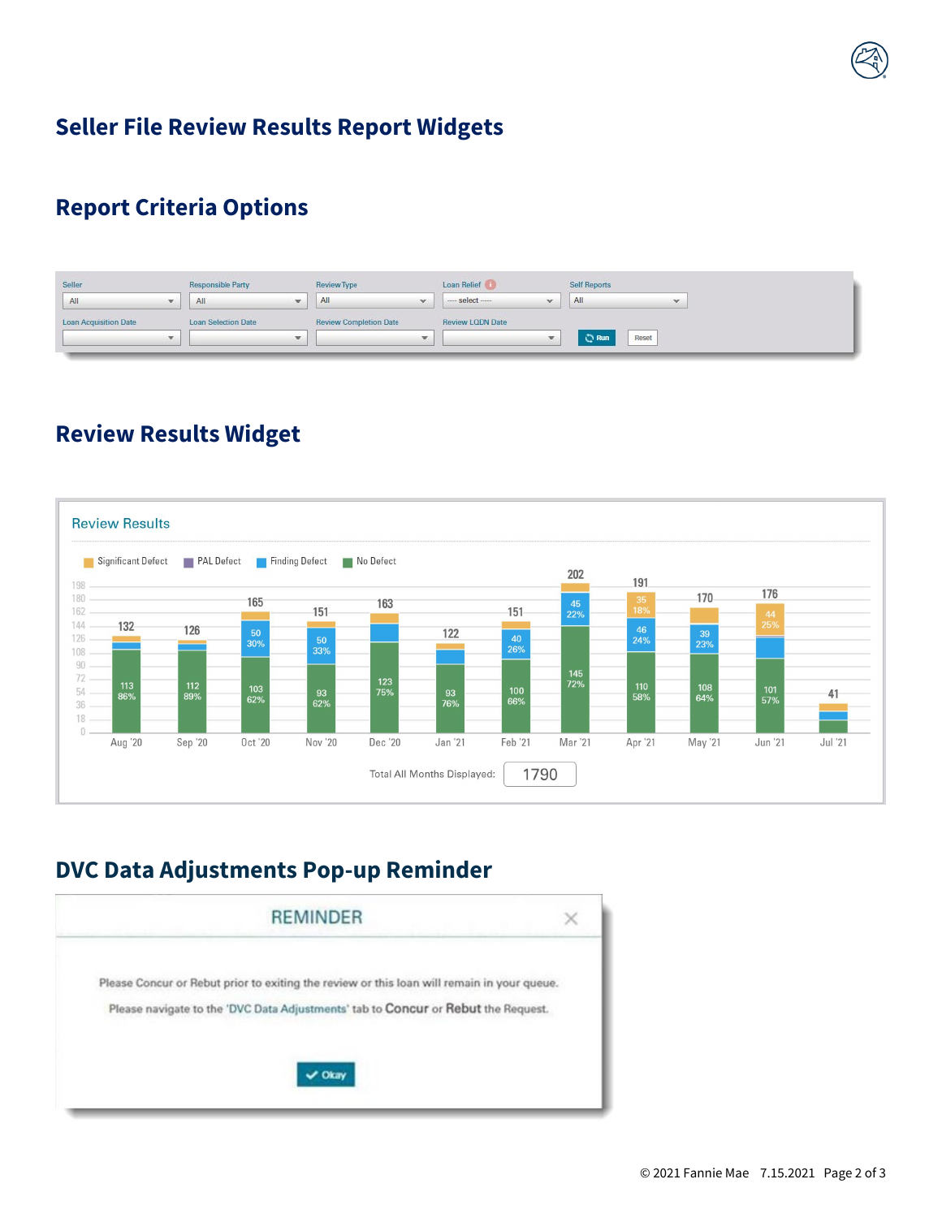# Seller File Review Results Report Widgets

## Report Criteria Options

| Seller | Responsible Party | Review Type | Loan Relief | Self Reports |
|---|---|---|---|---|
| All | All | All | ---- select ---- | All |

| Loan Acquisition Date | Loan Selection Date | Review Completion Date | Review LQDN Date | | |
|---|---|---|---|---|---|
| | | | | Run | Reset |

## Review Results Widget

**Review Results**

Legend: Significant Defect, PAL Defect, Finding Defect, No Defect

| Month | Total | No Defect | Finding Defect | Significant Defect |
|---|---|---|---|---|
| Aug '20 | 132 | 113 (86%) | | |
| Sep '20 | 126 | 112 (89%) | | |
| Oct '20 | 165 | 103 (62%) | 50 (30%) | |
| Nov '20 | 151 | 93 (62%) | 50 (33%) | |
| Dec '20 | 163 | 123 (75%) | | |
| Jan '21 | 122 | 93 (76%) | | |
| Feb '21 | 151 | 100 (66%) | 40 (26%) | |
| Mar '21 | 202 | 145 (72%) | 45 (22%) | |
| Apr '21 | 191 | 110 (58%) | 46 (24%) | 35 (18%) |
| May '21 | 170 | 108 (64%) | 39 (23%) | |
| Jun '21 | 176 | 101 (57%) | | 44 (25%) |
| Jul '21 | 41 | | | |

Total All Months Displayed: 1790

## DVC Data Adjustments Pop-up Reminder

**REMINDER**

Please Concur or Rebut prior to exiting the review or this loan will remain in your queue.

Please navigate to the 'DVC Data Adjustments' tab to **Concur** or **Rebut** the Request.

Okay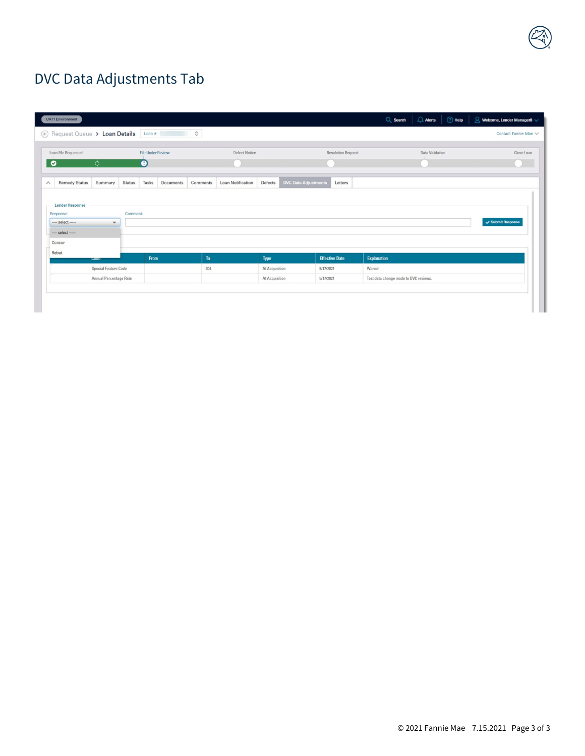# DVC Data Adjustments Tab

UAT1 Environment

Search | Alerts | Help | Welcome, Lender Manager8

Request Queue > Loan Details | Loan #:

Contact Fannie Mae

Loan File Requested | File Under Review | Defect Notice | Resolution Request | Data Validation | Close Loan

Remedy Status | Summary | Status | Tasks | Documents | Comments | Loan Notification | Defects | DVC Data Adjustments | Letters

**Lender Response**

Response: ---- select ----

- ---- select ----
- Concur
- Rebut

Comment:

Submit Response

| Code | From | To | Type | Effective Date | Explanation |
|---|---|---|---|---|---|
| Special Feature Code | | 304 | At Acquisition | 5/17/2021 | Waiver |
| Annual Percentage Rate | | | At Acquisition | 5/17/2021 | Test data change made to DVC reviews. |

© 2021 Fannie Mae 7.15.2021